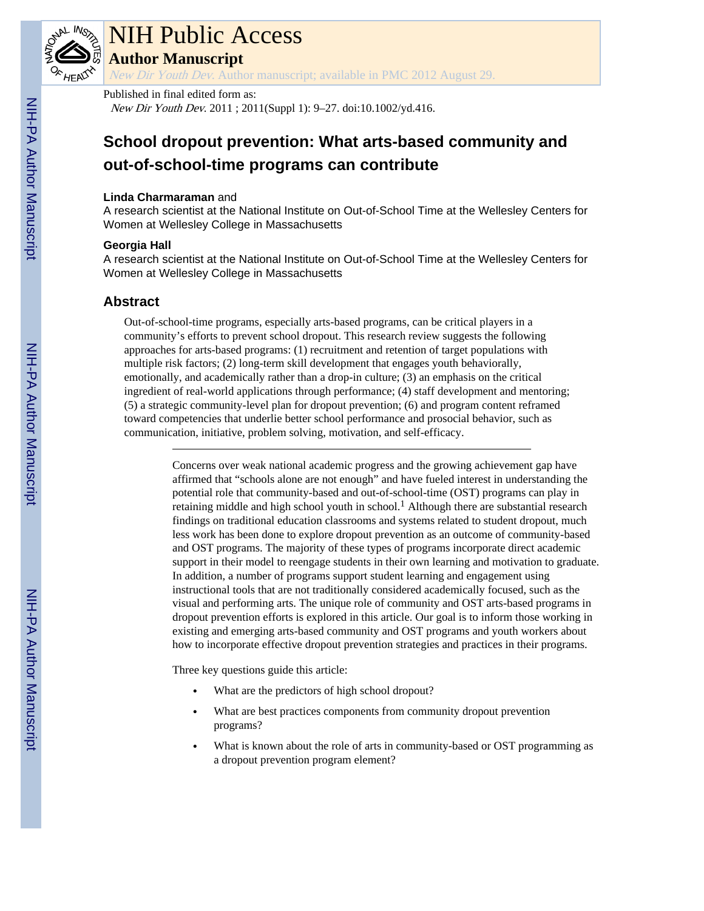# NIH Public Access

## Author Manuscript

*New Dir Youth Dev*. Author manuscript; available in PMC 2012 August 29.

Published in final edited form as:

*New Dir Youth Dev*. 2011 ; 2011(Suppl 1): 9–27. doi:10.1002/yd.416.

# School dropout prevention: What arts-based community and out-of-school-time programs can contribute

**Linda Charmaraman** and

A research scientist at the National Institute on Out-of-School Time at the Wellesley Centers for Women at Wellesley College in Massachusetts

**Georgia Hall**

A research scientist at the National Institute on Out-of-School Time at the Wellesley Centers for Women at Wellesley College in Massachusetts

## Abstract

Out-of-school-time programs, especially arts-based programs, can be critical players in a community's efforts to prevent school dropout. This research review suggests the following approaches for arts-based programs: (1) recruitment and retention of target populations with multiple risk factors; (2) long-term skill development that engages youth behaviorally, emotionally, and academically rather than a drop-in culture; (3) an emphasis on the critical ingredient of real-world applications through performance; (4) staff development and mentoring; (5) a strategic community-level plan for dropout prevention; (6) and program content reframed toward competencies that underlie better school performance and prosocial behavior, such as communication, initiative, problem solving, motivation, and self-efficacy.

---

Concerns over weak national academic progress and the growing achievement gap have affirmed that "schools alone are not enough" and have fueled interest in understanding the potential role that community-based and out-of-school-time (OST) programs can play in retaining middle and high school youth in school.[1] Although there are substantial research findings on traditional education classrooms and systems related to student dropout, much less work has been done to explore dropout prevention as an outcome of community-based and OST programs. The majority of these types of programs incorporate direct academic support in their model to reengage students in their own learning and motivation to graduate. In addition, a number of programs support student learning and engagement using instructional tools that are not traditionally considered academically focused, such as the visual and performing arts. The unique role of community and OST arts-based programs in dropout prevention efforts is explored in this article. Our goal is to inform those working in existing and emerging arts-based community and OST programs and youth workers about how to incorporate effective dropout prevention strategies and practices in their programs.

Three key questions guide this article:

- What are the predictors of high school dropout?
- What are best practices components from community dropout prevention programs?
- What is known about the role of arts in community-based or OST programming as a dropout prevention program element?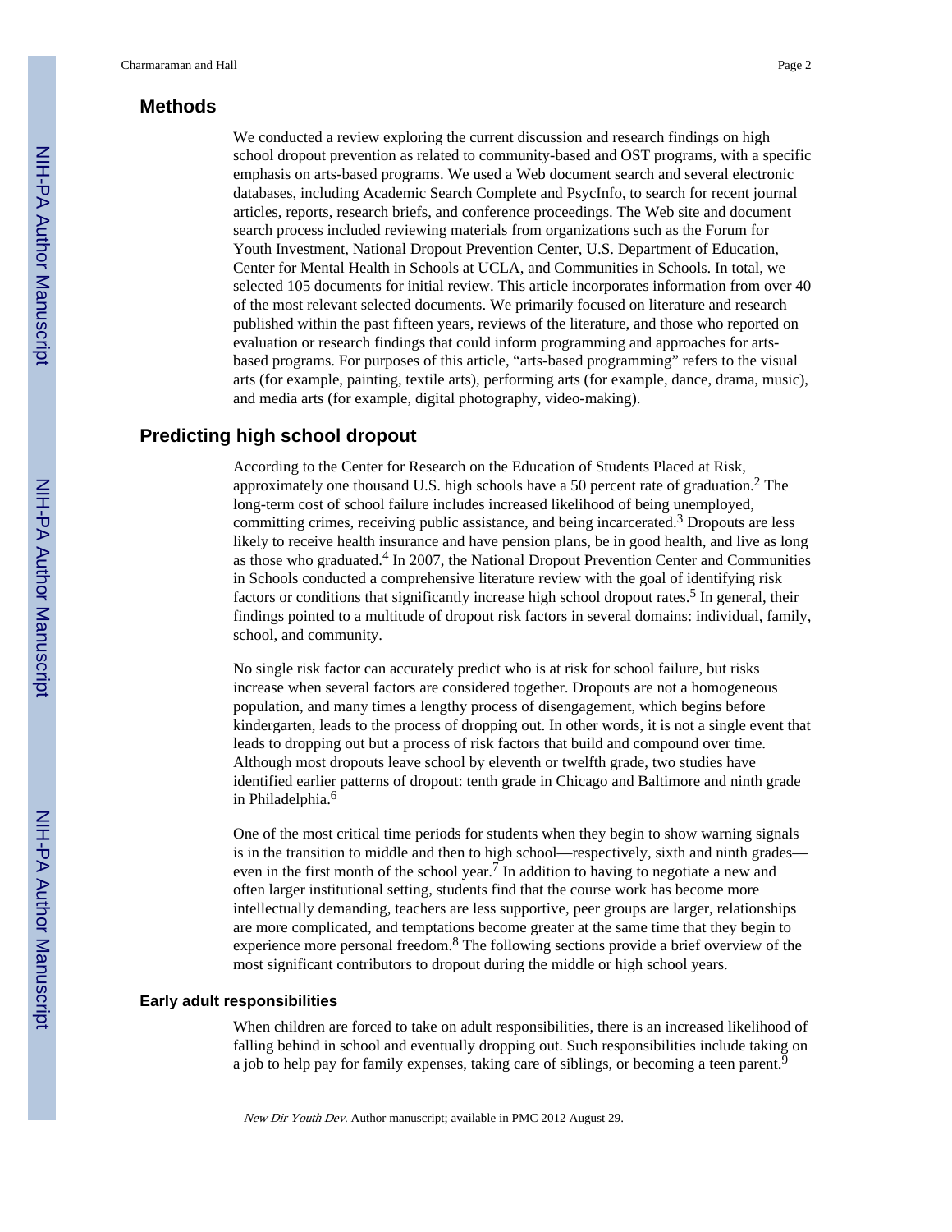## Methods

We conducted a review exploring the current discussion and research findings on high school dropout prevention as related to community-based and OST programs, with a specific emphasis on arts-based programs. We used a Web document search and several electronic databases, including Academic Search Complete and PsycInfo, to search for recent journal articles, reports, research briefs, and conference proceedings. The Web site and document search process included reviewing materials from organizations such as the Forum for Youth Investment, National Dropout Prevention Center, U.S. Department of Education, Center for Mental Health in Schools at UCLA, and Communities in Schools. In total, we selected 105 documents for initial review. This article incorporates information from over 40 of the most relevant selected documents. We primarily focused on literature and research published within the past fifteen years, reviews of the literature, and those who reported on evaluation or research findings that could inform programming and approaches for arts-based programs. For purposes of this article, "arts-based programming" refers to the visual arts (for example, painting, textile arts), performing arts (for example, dance, drama, music), and media arts (for example, digital photography, video-making).

## Predicting high school dropout

According to the Center for Research on the Education of Students Placed at Risk, approximately one thousand U.S. high schools have a 50 percent rate of graduation.[2] The long-term cost of school failure includes increased likelihood of being unemployed, committing crimes, receiving public assistance, and being incarcerated.[3] Dropouts are less likely to receive health insurance and have pension plans, be in good health, and live as long as those who graduated.[4] In 2007, the National Dropout Prevention Center and Communities in Schools conducted a comprehensive literature review with the goal of identifying risk factors or conditions that significantly increase high school dropout rates.[5] In general, their findings pointed to a multitude of dropout risk factors in several domains: individual, family, school, and community.

No single risk factor can accurately predict who is at risk for school failure, but risks increase when several factors are considered together. Dropouts are not a homogeneous population, and many times a lengthy process of disengagement, which begins before kindergarten, leads to the process of dropping out. In other words, it is not a single event that leads to dropping out but a process of risk factors that build and compound over time. Although most dropouts leave school by eleventh or twelfth grade, two studies have identified earlier patterns of dropout: tenth grade in Chicago and Baltimore and ninth grade in Philadelphia.[6]

One of the most critical time periods for students when they begin to show warning signals is in the transition to middle and then to high school—respectively, sixth and ninth grades—even in the first month of the school year.[7] In addition to having to negotiate a new and often larger institutional setting, students find that the course work has become more intellectually demanding, teachers are less supportive, peer groups are larger, relationships are more complicated, and temptations become greater at the same time that they begin to experience more personal freedom.[8] The following sections provide a brief overview of the most significant contributors to dropout during the middle or high school years.

### Early adult responsibilities

When children are forced to take on adult responsibilities, there is an increased likelihood of falling behind in school and eventually dropping out. Such responsibilities include taking on a job to help pay for family expenses, taking care of siblings, or becoming a teen parent.[9]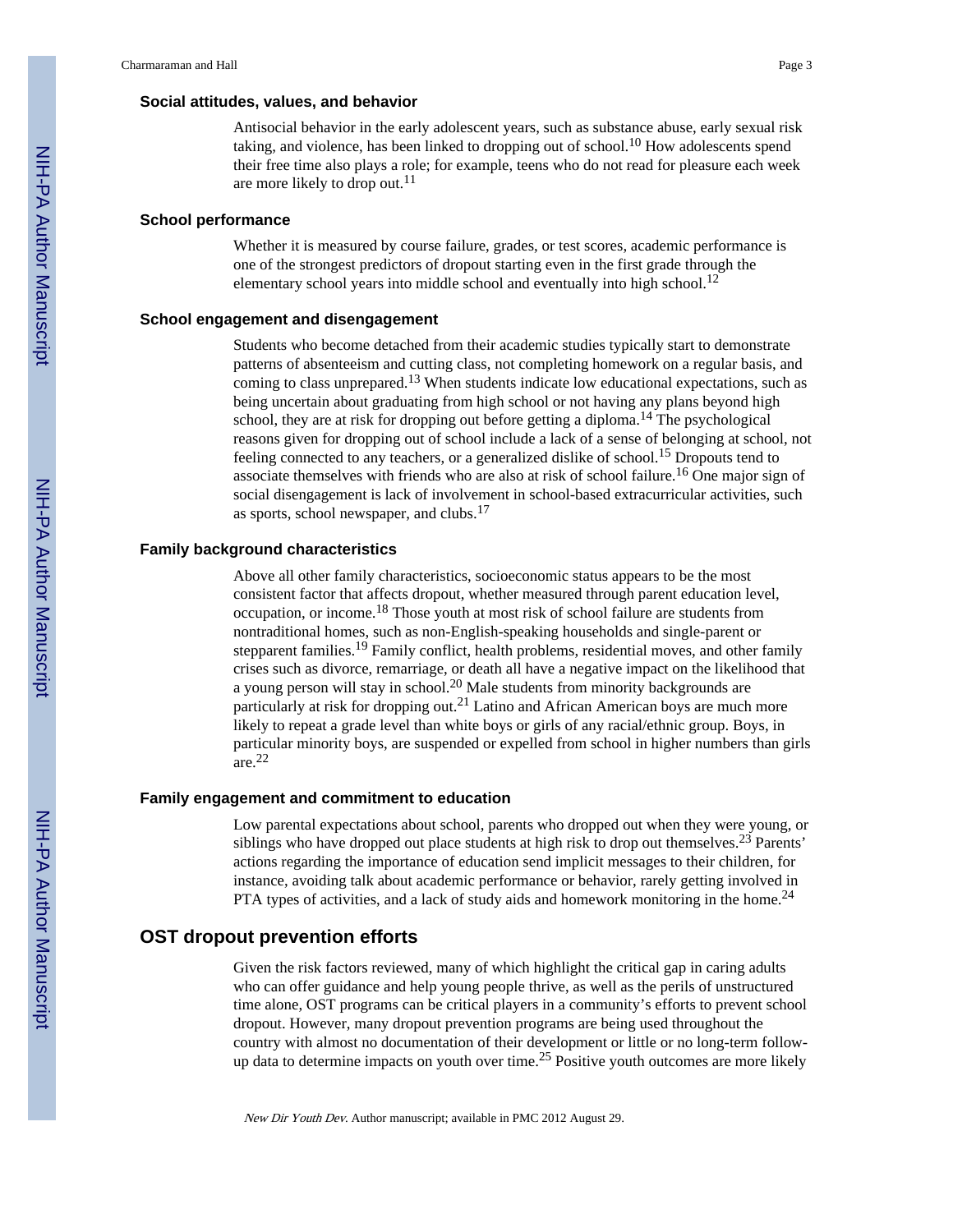### Social attitudes, values, and behavior

Antisocial behavior in the early adolescent years, such as substance abuse, early sexual risk taking, and violence, has been linked to dropping out of school.[10] How adolescents spend their free time also plays a role; for example, teens who do not read for pleasure each week are more likely to drop out.[11]

### School performance

Whether it is measured by course failure, grades, or test scores, academic performance is one of the strongest predictors of dropout starting even in the first grade through the elementary school years into middle school and eventually into high school.[12]

### School engagement and disengagement

Students who become detached from their academic studies typically start to demonstrate patterns of absenteeism and cutting class, not completing homework on a regular basis, and coming to class unprepared.[13] When students indicate low educational expectations, such as being uncertain about graduating from high school or not having any plans beyond high school, they are at risk for dropping out before getting a diploma.[14] The psychological reasons given for dropping out of school include a lack of a sense of belonging at school, not feeling connected to any teachers, or a generalized dislike of school.[15] Dropouts tend to associate themselves with friends who are also at risk of school failure.[16] One major sign of social disengagement is lack of involvement in school-based extracurricular activities, such as sports, school newspaper, and clubs.[17]

### Family background characteristics

Above all other family characteristics, socioeconomic status appears to be the most consistent factor that affects dropout, whether measured through parent education level, occupation, or income.[18] Those youth at most risk of school failure are students from nontraditional homes, such as non-English-speaking households and single-parent or stepparent families.[19] Family conflict, health problems, residential moves, and other family crises such as divorce, remarriage, or death all have a negative impact on the likelihood that a young person will stay in school.[20] Male students from minority backgrounds are particularly at risk for dropping out.[21] Latino and African American boys are much more likely to repeat a grade level than white boys or girls of any racial/ethnic group. Boys, in particular minority boys, are suspended or expelled from school in higher numbers than girls are.[22]

### Family engagement and commitment to education

Low parental expectations about school, parents who dropped out when they were young, or siblings who have dropped out place students at high risk to drop out themselves.[23] Parents' actions regarding the importance of education send implicit messages to their children, for instance, avoiding talk about academic performance or behavior, rarely getting involved in PTA types of activities, and a lack of study aids and homework monitoring in the home.[24]

## OST dropout prevention efforts

Given the risk factors reviewed, many of which highlight the critical gap in caring adults who can offer guidance and help young people thrive, as well as the perils of unstructured time alone, OST programs can be critical players in a community's efforts to prevent school dropout. However, many dropout prevention programs are being used throughout the country with almost no documentation of their development or little or no long-term follow-up data to determine impacts on youth over time.[25] Positive youth outcomes are more likely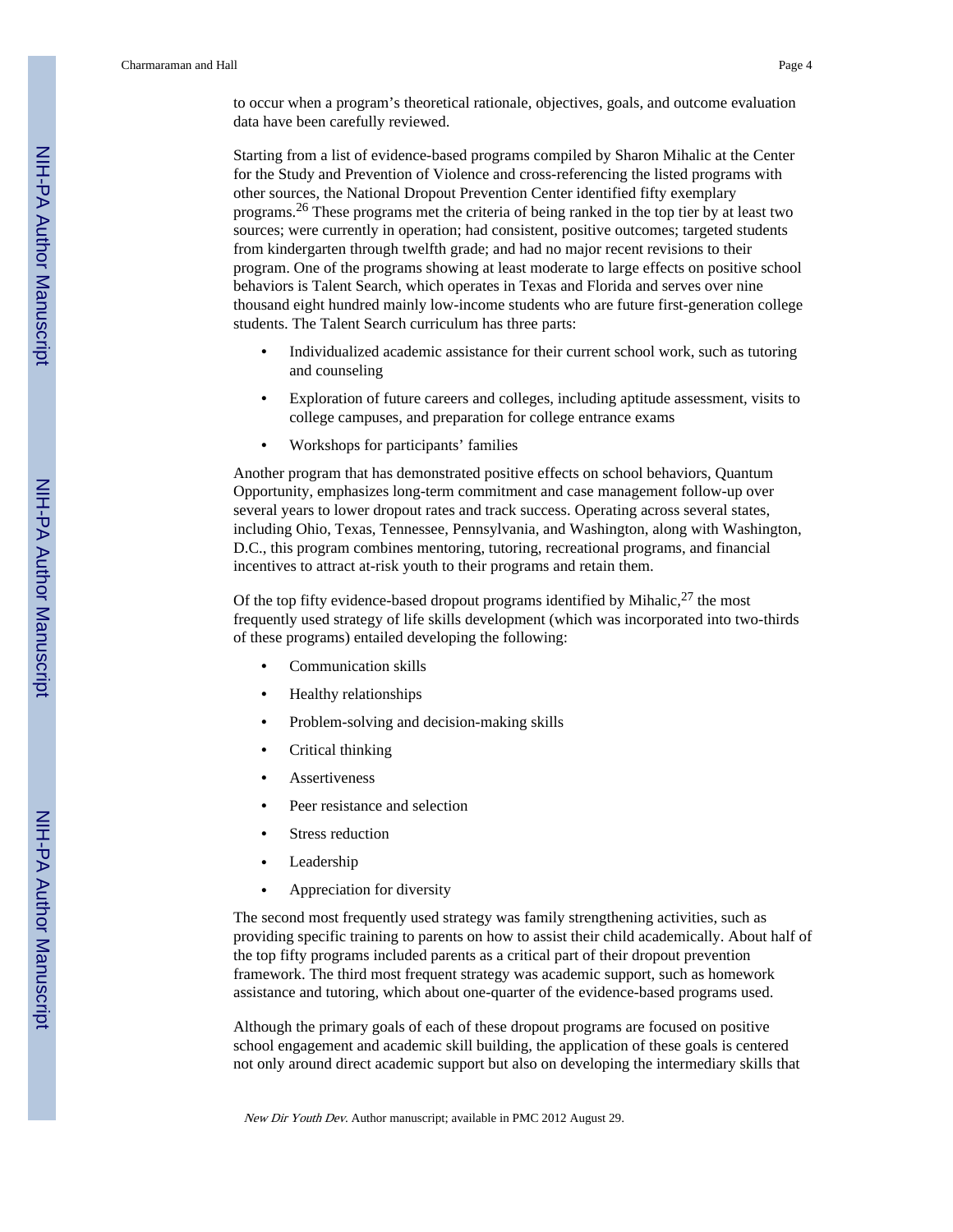to occur when a program's theoretical rationale, objectives, goals, and outcome evaluation data have been carefully reviewed.

Starting from a list of evidence-based programs compiled by Sharon Mihalic at the Center for the Study and Prevention of Violence and cross-referencing the listed programs with other sources, the National Dropout Prevention Center identified fifty exemplary programs.[26] These programs met the criteria of being ranked in the top tier by at least two sources; were currently in operation; had consistent, positive outcomes; targeted students from kindergarten through twelfth grade; and had no major recent revisions to their program. One of the programs showing at least moderate to large effects on positive school behaviors is Talent Search, which operates in Texas and Florida and serves over nine thousand eight hundred mainly low-income students who are future first-generation college students. The Talent Search curriculum has three parts:

- Individualized academic assistance for their current school work, such as tutoring and counseling
- Exploration of future careers and colleges, including aptitude assessment, visits to college campuses, and preparation for college entrance exams
- Workshops for participants' families

Another program that has demonstrated positive effects on school behaviors, Quantum Opportunity, emphasizes long-term commitment and case management follow-up over several years to lower dropout rates and track success. Operating across several states, including Ohio, Texas, Tennessee, Pennsylvania, and Washington, along with Washington, D.C., this program combines mentoring, tutoring, recreational programs, and financial incentives to attract at-risk youth to their programs and retain them.

Of the top fifty evidence-based dropout programs identified by Mihalic,[27] the most frequently used strategy of life skills development (which was incorporated into two-thirds of these programs) entailed developing the following:

- Communication skills
- Healthy relationships
- Problem-solving and decision-making skills
- Critical thinking
- Assertiveness
- Peer resistance and selection
- Stress reduction
- Leadership
- Appreciation for diversity

The second most frequently used strategy was family strengthening activities, such as providing specific training to parents on how to assist their child academically. About half of the top fifty programs included parents as a critical part of their dropout prevention framework. The third most frequent strategy was academic support, such as homework assistance and tutoring, which about one-quarter of the evidence-based programs used.

Although the primary goals of each of these dropout programs are focused on positive school engagement and academic skill building, the application of these goals is centered not only around direct academic support but also on developing the intermediary skills that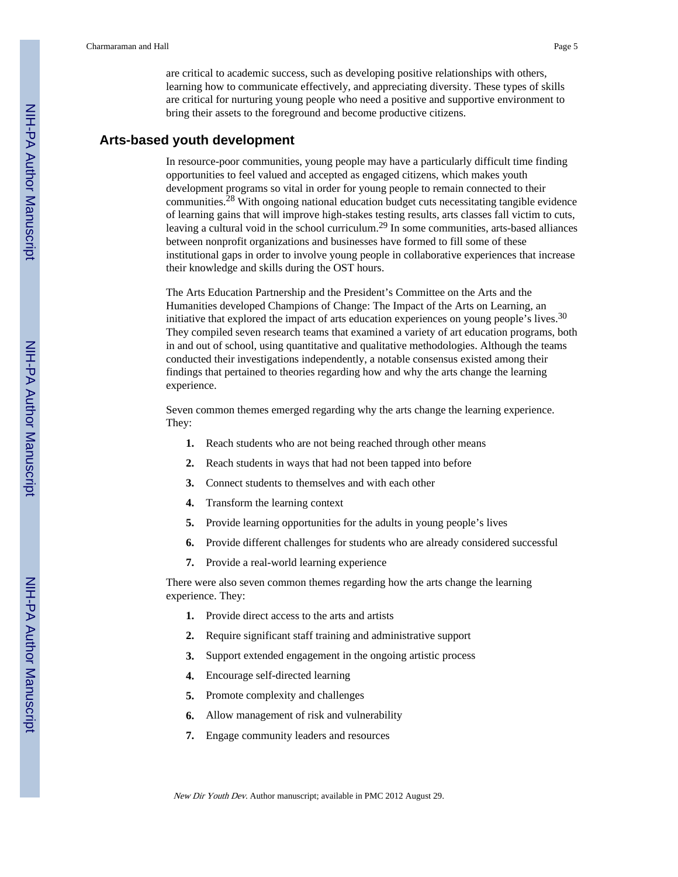are critical to academic success, such as developing positive relationships with others, learning how to communicate effectively, and appreciating diversity. These types of skills are critical for nurturing young people who need a positive and supportive environment to bring their assets to the foreground and become productive citizens.

## Arts-based youth development

In resource-poor communities, young people may have a particularly difficult time finding opportunities to feel valued and accepted as engaged citizens, which makes youth development programs so vital in order for young people to remain connected to their communities.[28] With ongoing national education budget cuts necessitating tangible evidence of learning gains that will improve high-stakes testing results, arts classes fall victim to cuts, leaving a cultural void in the school curriculum.[29] In some communities, arts-based alliances between nonprofit organizations and businesses have formed to fill some of these institutional gaps in order to involve young people in collaborative experiences that increase their knowledge and skills during the OST hours.

The Arts Education Partnership and the President's Committee on the Arts and the Humanities developed Champions of Change: The Impact of the Arts on Learning, an initiative that explored the impact of arts education experiences on young people's lives.[30] They compiled seven research teams that examined a variety of art education programs, both in and out of school, using quantitative and qualitative methodologies. Although the teams conducted their investigations independently, a notable consensus existed among their findings that pertained to theories regarding how and why the arts change the learning experience.

Seven common themes emerged regarding why the arts change the learning experience. They:

1. Reach students who are not being reached through other means
2. Reach students in ways that had not been tapped into before
3. Connect students to themselves and with each other
4. Transform the learning context
5. Provide learning opportunities for the adults in young people's lives
6. Provide different challenges for students who are already considered successful
7. Provide a real-world learning experience

There were also seven common themes regarding how the arts change the learning experience. They:

1. Provide direct access to the arts and artists
2. Require significant staff training and administrative support
3. Support extended engagement in the ongoing artistic process
4. Encourage self-directed learning
5. Promote complexity and challenges
6. Allow management of risk and vulnerability
7. Engage community leaders and resources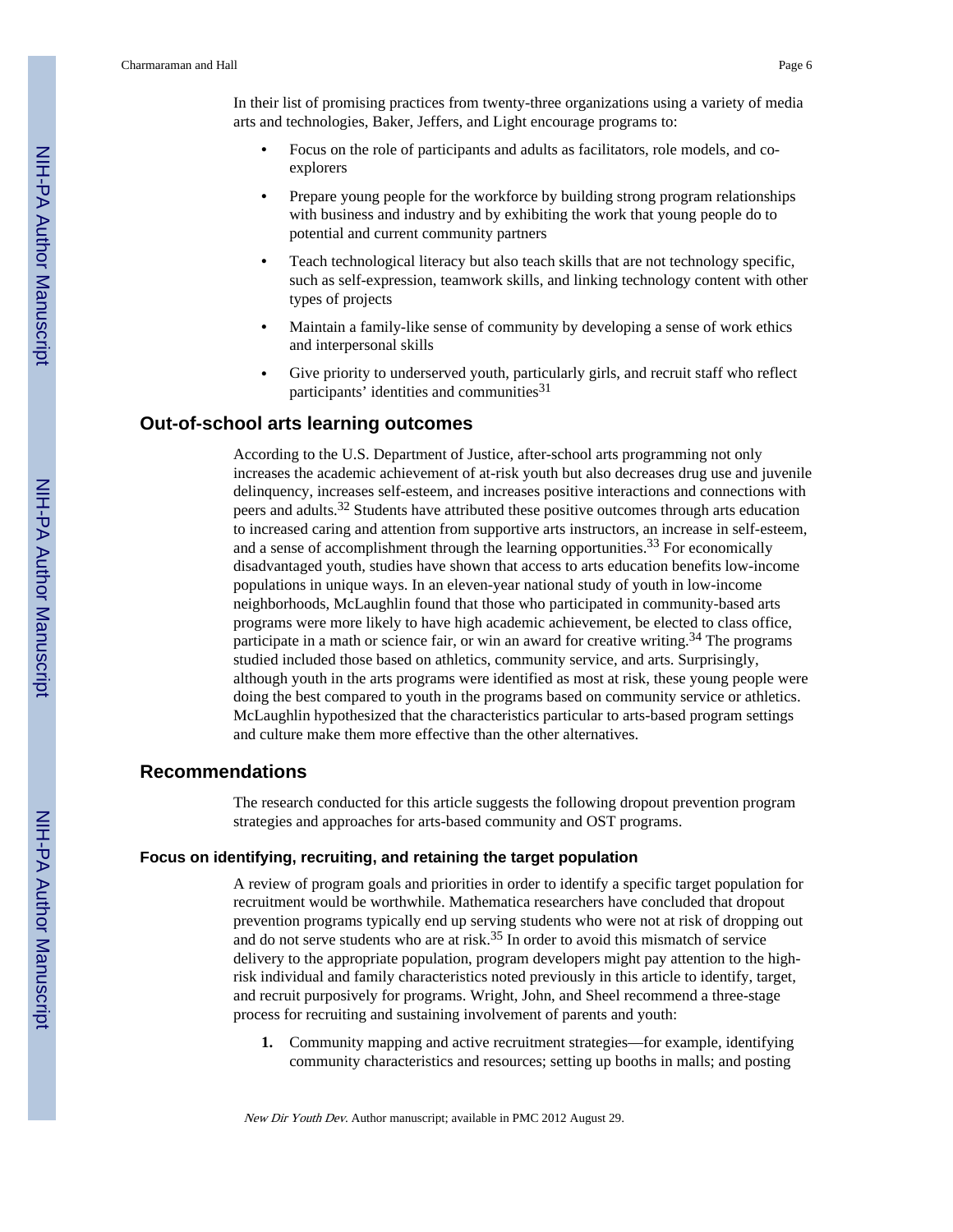In their list of promising practices from twenty-three organizations using a variety of media arts and technologies, Baker, Jeffers, and Light encourage programs to:

- Focus on the role of participants and adults as facilitators, role models, and co-explorers
- Prepare young people for the workforce by building strong program relationships with business and industry and by exhibiting the work that young people do to potential and current community partners
- Teach technological literacy but also teach skills that are not technology specific, such as self-expression, teamwork skills, and linking technology content with other types of projects
- Maintain a family-like sense of community by developing a sense of work ethics and interpersonal skills
- Give priority to underserved youth, particularly girls, and recruit staff who reflect participants' identities and communities[31]

## Out-of-school arts learning outcomes

According to the U.S. Department of Justice, after-school arts programming not only increases the academic achievement of at-risk youth but also decreases drug use and juvenile delinquency, increases self-esteem, and increases positive interactions and connections with peers and adults.[32] Students have attributed these positive outcomes through arts education to increased caring and attention from supportive arts instructors, an increase in self-esteem, and a sense of accomplishment through the learning opportunities.[33] For economically disadvantaged youth, studies have shown that access to arts education benefits low-income populations in unique ways. In an eleven-year national study of youth in low-income neighborhoods, McLaughlin found that those who participated in community-based arts programs were more likely to have high academic achievement, be elected to class office, participate in a math or science fair, or win an award for creative writing.[34] The programs studied included those based on athletics, community service, and arts. Surprisingly, although youth in the arts programs were identified as most at risk, these young people were doing the best compared to youth in the programs based on community service or athletics. McLaughlin hypothesized that the characteristics particular to arts-based program settings and culture make them more effective than the other alternatives.

## Recommendations

The research conducted for this article suggests the following dropout prevention program strategies and approaches for arts-based community and OST programs.

### Focus on identifying, recruiting, and retaining the target population

A review of program goals and priorities in order to identify a specific target population for recruitment would be worthwhile. Mathematica researchers have concluded that dropout prevention programs typically end up serving students who were not at risk of dropping out and do not serve students who are at risk.[35] In order to avoid this mismatch of service delivery to the appropriate population, program developers might pay attention to the high-risk individual and family characteristics noted previously in this article to identify, target, and recruit purposively for programs. Wright, John, and Sheel recommend a three-stage process for recruiting and sustaining involvement of parents and youth:

1. Community mapping and active recruitment strategies—for example, identifying community characteristics and resources; setting up booths in malls; and posting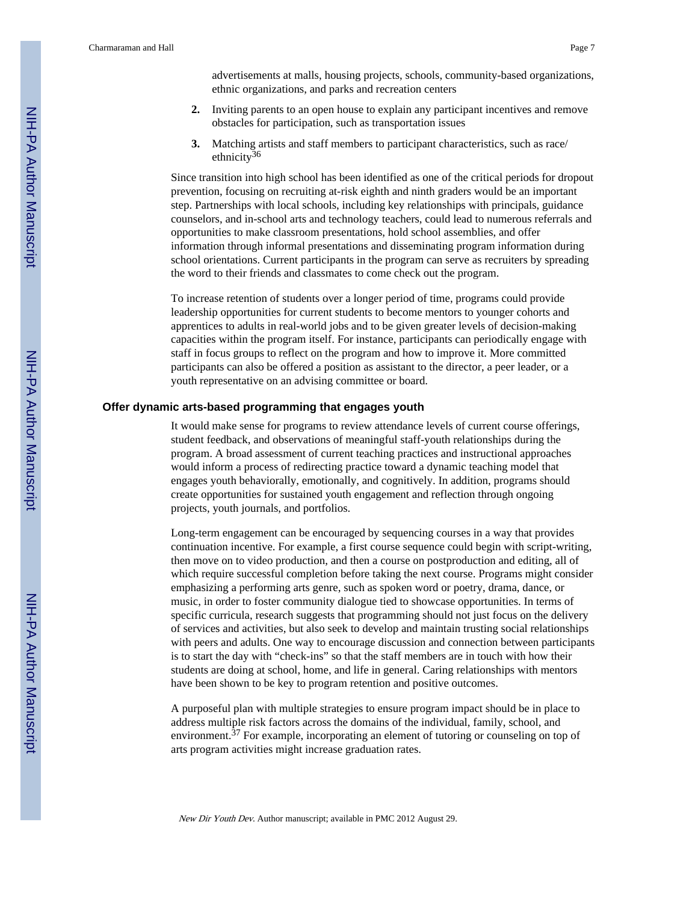advertisements at malls, housing projects, schools, community-based organizations, ethnic organizations, and parks and recreation centers

2. Inviting parents to an open house to explain any participant incentives and remove obstacles for participation, such as transportation issues
3. Matching artists and staff members to participant characteristics, such as race/ ethnicity[36]

Since transition into high school has been identified as one of the critical periods for dropout prevention, focusing on recruiting at-risk eighth and ninth graders would be an important step. Partnerships with local schools, including key relationships with principals, guidance counselors, and in-school arts and technology teachers, could lead to numerous referrals and opportunities to make classroom presentations, hold school assemblies, and offer information through informal presentations and disseminating program information during school orientations. Current participants in the program can serve as recruiters by spreading the word to their friends and classmates to come check out the program.

To increase retention of students over a longer period of time, programs could provide leadership opportunities for current students to become mentors to younger cohorts and apprentices to adults in real-world jobs and to be given greater levels of decision-making capacities within the program itself. For instance, participants can periodically engage with staff in focus groups to reflect on the program and how to improve it. More committed participants can also be offered a position as assistant to the director, a peer leader, or a youth representative on an advising committee or board.

## Offer dynamic arts-based programming that engages youth

It would make sense for programs to review attendance levels of current course offerings, student feedback, and observations of meaningful staff-youth relationships during the program. A broad assessment of current teaching practices and instructional approaches would inform a process of redirecting practice toward a dynamic teaching model that engages youth behaviorally, emotionally, and cognitively. In addition, programs should create opportunities for sustained youth engagement and reflection through ongoing projects, youth journals, and portfolios.

Long-term engagement can be encouraged by sequencing courses in a way that provides continuation incentive. For example, a first course sequence could begin with script-writing, then move on to video production, and then a course on postproduction and editing, all of which require successful completion before taking the next course. Programs might consider emphasizing a performing arts genre, such as spoken word or poetry, drama, dance, or music, in order to foster community dialogue tied to showcase opportunities. In terms of specific curricula, research suggests that programming should not just focus on the delivery of services and activities, but also seek to develop and maintain trusting social relationships with peers and adults. One way to encourage discussion and connection between participants is to start the day with “check-ins” so that the staff members are in touch with how their students are doing at school, home, and life in general. Caring relationships with mentors have been shown to be key to program retention and positive outcomes.

A purposeful plan with multiple strategies to ensure program impact should be in place to address multiple risk factors across the domains of the individual, family, school, and environment.[37] For example, incorporating an element of tutoring or counseling on top of arts program activities might increase graduation rates.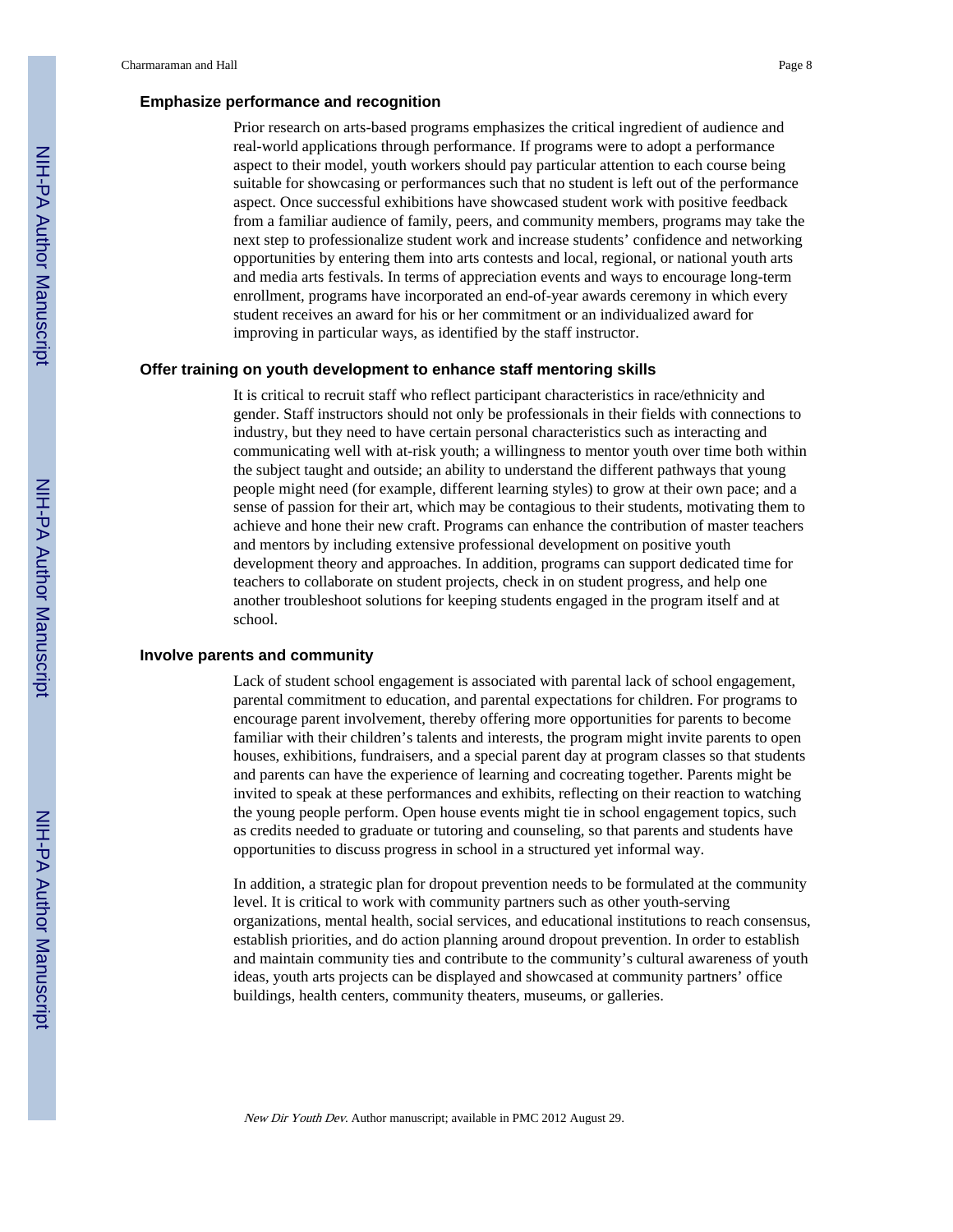### Emphasize performance and recognition

Prior research on arts-based programs emphasizes the critical ingredient of audience and real-world applications through performance. If programs were to adopt a performance aspect to their model, youth workers should pay particular attention to each course being suitable for showcasing or performances such that no student is left out of the performance aspect. Once successful exhibitions have showcased student work with positive feedback from a familiar audience of family, peers, and community members, programs may take the next step to professionalize student work and increase students' confidence and networking opportunities by entering them into arts contests and local, regional, or national youth arts and media arts festivals. In terms of appreciation events and ways to encourage long-term enrollment, programs have incorporated an end-of-year awards ceremony in which every student receives an award for his or her commitment or an individualized award for improving in particular ways, as identified by the staff instructor.

### Offer training on youth development to enhance staff mentoring skills

It is critical to recruit staff who reflect participant characteristics in race/ethnicity and gender. Staff instructors should not only be professionals in their fields with connections to industry, but they need to have certain personal characteristics such as interacting and communicating well with at-risk youth; a willingness to mentor youth over time both within the subject taught and outside; an ability to understand the different pathways that young people might need (for example, different learning styles) to grow at their own pace; and a sense of passion for their art, which may be contagious to their students, motivating them to achieve and hone their new craft. Programs can enhance the contribution of master teachers and mentors by including extensive professional development on positive youth development theory and approaches. In addition, programs can support dedicated time for teachers to collaborate on student projects, check in on student progress, and help one another troubleshoot solutions for keeping students engaged in the program itself and at school.

### Involve parents and community

Lack of student school engagement is associated with parental lack of school engagement, parental commitment to education, and parental expectations for children. For programs to encourage parent involvement, thereby offering more opportunities for parents to become familiar with their children's talents and interests, the program might invite parents to open houses, exhibitions, fundraisers, and a special parent day at program classes so that students and parents can have the experience of learning and cocreating together. Parents might be invited to speak at these performances and exhibits, reflecting on their reaction to watching the young people perform. Open house events might tie in school engagement topics, such as credits needed to graduate or tutoring and counseling, so that parents and students have opportunities to discuss progress in school in a structured yet informal way.

In addition, a strategic plan for dropout prevention needs to be formulated at the community level. It is critical to work with community partners such as other youth-serving organizations, mental health, social services, and educational institutions to reach consensus, establish priorities, and do action planning around dropout prevention. In order to establish and maintain community ties and contribute to the community's cultural awareness of youth ideas, youth arts projects can be displayed and showcased at community partners' office buildings, health centers, community theaters, museums, or galleries.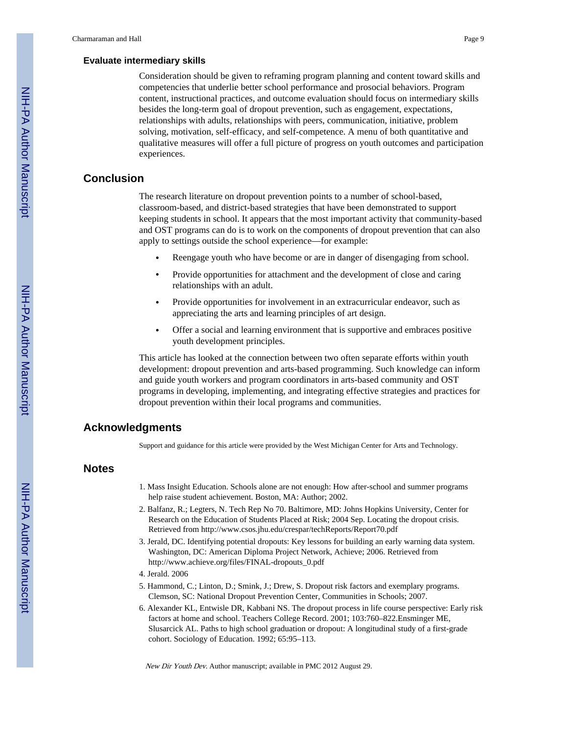### Evaluate intermediary skills

Consideration should be given to reframing program planning and content toward skills and competencies that underlie better school performance and prosocial behaviors. Program content, instructional practices, and outcome evaluation should focus on intermediary skills besides the long-term goal of dropout prevention, such as engagement, expectations, relationships with adults, relationships with peers, communication, initiative, problem solving, motivation, self-efficacy, and self-competence. A menu of both quantitative and qualitative measures will offer a full picture of progress on youth outcomes and participation experiences.

## Conclusion

The research literature on dropout prevention points to a number of school-based, classroom-based, and district-based strategies that have been demonstrated to support keeping students in school. It appears that the most important activity that community-based and OST programs can do is to work on the components of dropout prevention that can also apply to settings outside the school experience—for example:

- Reengage youth who have become or are in danger of disengaging from school.
- Provide opportunities for attachment and the development of close and caring relationships with an adult.
- Provide opportunities for involvement in an extracurricular endeavor, such as appreciating the arts and learning principles of art design.
- Offer a social and learning environment that is supportive and embraces positive youth development principles.

This article has looked at the connection between two often separate efforts within youth development: dropout prevention and arts-based programming. Such knowledge can inform and guide youth workers and program coordinators in arts-based community and OST programs in developing, implementing, and integrating effective strategies and practices for dropout prevention within their local programs and communities.

## Acknowledgments

Support and guidance for this article were provided by the West Michigan Center for Arts and Technology.

## Notes

1. Mass Insight Education. Schools alone are not enough: How after-school and summer programs help raise student achievement. Boston, MA: Author; 2002.
2. Balfanz, R.; Legters, N. Tech Rep No 70. Baltimore, MD: Johns Hopkins University, Center for Research on the Education of Students Placed at Risk; 2004 Sep. Locating the dropout crisis. Retrieved from http://www.csos.jhu.edu/crespar/techReports/Report70.pdf
3. Jerald, DC. Identifying potential dropouts: Key lessons for building an early warning data system. Washington, DC: American Diploma Project Network, Achieve; 2006. Retrieved from http://www.achieve.org/files/FINAL-dropouts_0.pdf
4. Jerald. 2006
5. Hammond, C.; Linton, D.; Smink, J.; Drew, S. Dropout risk factors and exemplary programs. Clemson, SC: National Dropout Prevention Center, Communities in Schools; 2007.
6. Alexander KL, Entwisle DR, Kabbani NS. The dropout process in life course perspective: Early risk factors at home and school. Teachers College Record. 2001; 103:760–822.Ensminger ME, Slusarcick AL. Paths to high school graduation or dropout: A longitudinal study of a first-grade cohort. Sociology of Education. 1992; 65:95–113.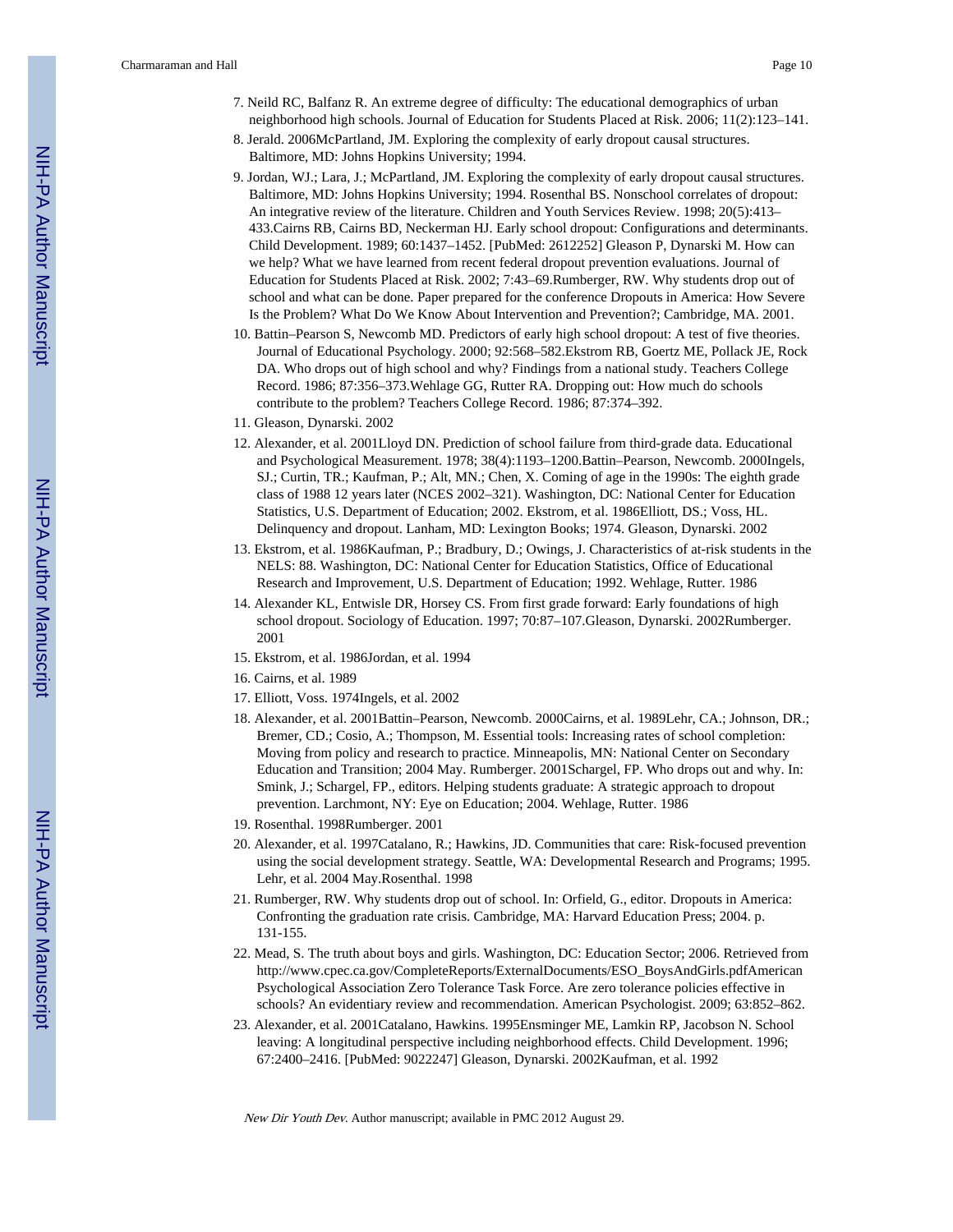7. Neild RC, Balfanz R. An extreme degree of difficulty: The educational demographics of urban neighborhood high schools. Journal of Education for Students Placed at Risk. 2006; 11(2):123–141.
8. Jerald. 2006McPartland, JM. Exploring the complexity of early dropout causal structures. Baltimore, MD: Johns Hopkins University; 1994.
9. Jordan, WJ.; Lara, J.; McPartland, JM. Exploring the complexity of early dropout causal structures. Baltimore, MD: Johns Hopkins University; 1994. Rosenthal BS. Nonschool correlates of dropout: An integrative review of the literature. Children and Youth Services Review. 1998; 20(5):413–433.Cairns RB, Cairns BD, Neckerman HJ. Early school dropout: Configurations and determinants. Child Development. 1989; 60:1437–1452. [PubMed: 2612252] Gleason P, Dynarski M. How can we help? What we have learned from recent federal dropout prevention evaluations. Journal of Education for Students Placed at Risk. 2002; 7:43–69.Rumberger, RW. Why students drop out of school and what can be done. Paper prepared for the conference Dropouts in America: How Severe Is the Problem? What Do We Know About Intervention and Prevention?; Cambridge, MA. 2001.
10. Battin–Pearson S, Newcomb MD. Predictors of early high school dropout: A test of five theories. Journal of Educational Psychology. 2000; 92:568–582.Ekstrom RB, Goertz ME, Pollack JE, Rock DA. Who drops out of high school and why? Findings from a national study. Teachers College Record. 1986; 87:356–373.Wehlage GG, Rutter RA. Dropping out: How much do schools contribute to the problem? Teachers College Record. 1986; 87:374–392.
11. Gleason, Dynarski. 2002
12. Alexander, et al. 2001Lloyd DN. Prediction of school failure from third-grade data. Educational and Psychological Measurement. 1978; 38(4):1193–1200.Battin–Pearson, Newcomb. 2000Ingels, SJ.; Curtin, TR.; Kaufman, P.; Alt, MN.; Chen, X. Coming of age in the 1990s: The eighth grade class of 1988 12 years later (NCES 2002–321). Washington, DC: National Center for Education Statistics, U.S. Department of Education; 2002. Ekstrom, et al. 1986Elliott, DS.; Voss, HL. Delinquency and dropout. Lanham, MD: Lexington Books; 1974. Gleason, Dynarski. 2002
13. Ekstrom, et al. 1986Kaufman, P.; Bradbury, D.; Owings, J. Characteristics of at-risk students in the NELS: 88. Washington, DC: National Center for Education Statistics, Office of Educational Research and Improvement, U.S. Department of Education; 1992. Wehlage, Rutter. 1986
14. Alexander KL, Entwisle DR, Horsey CS. From first grade forward: Early foundations of high school dropout. Sociology of Education. 1997; 70:87–107.Gleason, Dynarski. 2002Rumberger. 2001
15. Ekstrom, et al. 1986Jordan, et al. 1994
16. Cairns, et al. 1989
17. Elliott, Voss. 1974Ingels, et al. 2002
18. Alexander, et al. 2001Battin–Pearson, Newcomb. 2000Cairns, et al. 1989Lehr, CA.; Johnson, DR.; Bremer, CD.; Cosio, A.; Thompson, M. Essential tools: Increasing rates of school completion: Moving from policy and research to practice. Minneapolis, MN: National Center on Secondary Education and Transition; 2004 May. Rumberger. 2001Schargel, FP. Who drops out and why. In: Smink, J.; Schargel, FP., editors. Helping students graduate: A strategic approach to dropout prevention. Larchmont, NY: Eye on Education; 2004. Wehlage, Rutter. 1986
19. Rosenthal. 1998Rumberger. 2001
20. Alexander, et al. 1997Catalano, R.; Hawkins, JD. Communities that care: Risk-focused prevention using the social development strategy. Seattle, WA: Developmental Research and Programs; 1995. Lehr, et al. 2004 May.Rosenthal. 1998
21. Rumberger, RW. Why students drop out of school. In: Orfield, G., editor. Dropouts in America: Confronting the graduation rate crisis. Cambridge, MA: Harvard Education Press; 2004. p. 131-155.
22. Mead, S. The truth about boys and girls. Washington, DC: Education Sector; 2006. Retrieved from http://www.cpec.ca.gov/CompleteReports/ExternalDocuments/ESO_BoysAndGirls.pdfAmerican Psychological Association Zero Tolerance Task Force. Are zero tolerance policies effective in schools? An evidentiary review and recommendation. American Psychologist. 2009; 63:852–862.
23. Alexander, et al. 2001Catalano, Hawkins. 1995Ensminger ME, Lamkin RP, Jacobson N. School leaving: A longitudinal perspective including neighborhood effects. Child Development. 1996; 67:2400–2416. [PubMed: 9022247] Gleason, Dynarski. 2002Kaufman, et al. 1992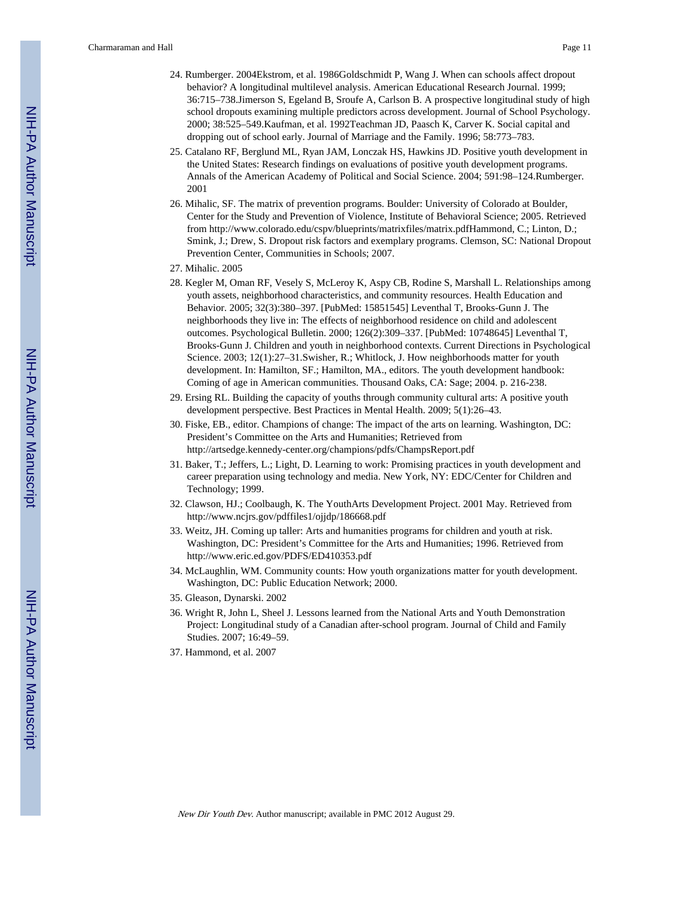24. Rumberger. 2004Ekstrom, et al. 1986Goldschmidt P, Wang J. When can schools affect dropout behavior? A longitudinal multilevel analysis. American Educational Research Journal. 1999; 36:715–738.Jimerson S, Egeland B, Sroufe A, Carlson B. A prospective longitudinal study of high school dropouts examining multiple predictors across development. Journal of School Psychology. 2000; 38:525–549.Kaufman, et al. 1992Teachman JD, Paasch K, Carver K. Social capital and dropping out of school early. Journal of Marriage and the Family. 1996; 58:773–783.
25. Catalano RF, Berglund ML, Ryan JAM, Lonczak HS, Hawkins JD. Positive youth development in the United States: Research findings on evaluations of positive youth development programs. Annals of the American Academy of Political and Social Science. 2004; 591:98–124.Rumberger. 2001
26. Mihalic, SF. The matrix of prevention programs. Boulder: University of Colorado at Boulder, Center for the Study and Prevention of Violence, Institute of Behavioral Science; 2005. Retrieved from http://www.colorado.edu/cspv/blueprints/matrixfiles/matrix.pdfHammond, C.; Linton, D.; Smink, J.; Drew, S. Dropout risk factors and exemplary programs. Clemson, SC: National Dropout Prevention Center, Communities in Schools; 2007.
27. Mihalic. 2005
28. Kegler M, Oman RF, Vesely S, McLeroy K, Aspy CB, Rodine S, Marshall L. Relationships among youth assets, neighborhood characteristics, and community resources. Health Education and Behavior. 2005; 32(3):380–397. [PubMed: 15851545] Leventhal T, Brooks-Gunn J. The neighborhoods they live in: The effects of neighborhood residence on child and adolescent outcomes. Psychological Bulletin. 2000; 126(2):309–337. [PubMed: 10748645] Leventhal T, Brooks-Gunn J. Children and youth in neighborhood contexts. Current Directions in Psychological Science. 2003; 12(1):27–31.Swisher, R.; Whitlock, J. How neighborhoods matter for youth development. In: Hamilton, SF.; Hamilton, MA., editors. The youth development handbook: Coming of age in American communities. Thousand Oaks, CA: Sage; 2004. p. 216-238.
29. Ersing RL. Building the capacity of youths through community cultural arts: A positive youth development perspective. Best Practices in Mental Health. 2009; 5(1):26–43.
30. Fiske, EB., editor. Champions of change: The impact of the arts on learning. Washington, DC: President's Committee on the Arts and Humanities; Retrieved from http://artsedge.kennedy-center.org/champions/pdfs/ChampsReport.pdf
31. Baker, T.; Jeffers, L.; Light, D. Learning to work: Promising practices in youth development and career preparation using technology and media. New York, NY: EDC/Center for Children and Technology; 1999.
32. Clawson, HJ.; Coolbaugh, K. The YouthArts Development Project. 2001 May. Retrieved from http://www.ncjrs.gov/pdffiles1/ojjdp/186668.pdf
33. Weitz, JH. Coming up taller: Arts and humanities programs for children and youth at risk. Washington, DC: President's Committee for the Arts and Humanities; 1996. Retrieved from http://www.eric.ed.gov/PDFS/ED410353.pdf
34. McLaughlin, WM. Community counts: How youth organizations matter for youth development. Washington, DC: Public Education Network; 2000.
35. Gleason, Dynarski. 2002
36. Wright R, John L, Sheel J. Lessons learned from the National Arts and Youth Demonstration Project: Longitudinal study of a Canadian after-school program. Journal of Child and Family Studies. 2007; 16:49–59.
37. Hammond, et al. 2007